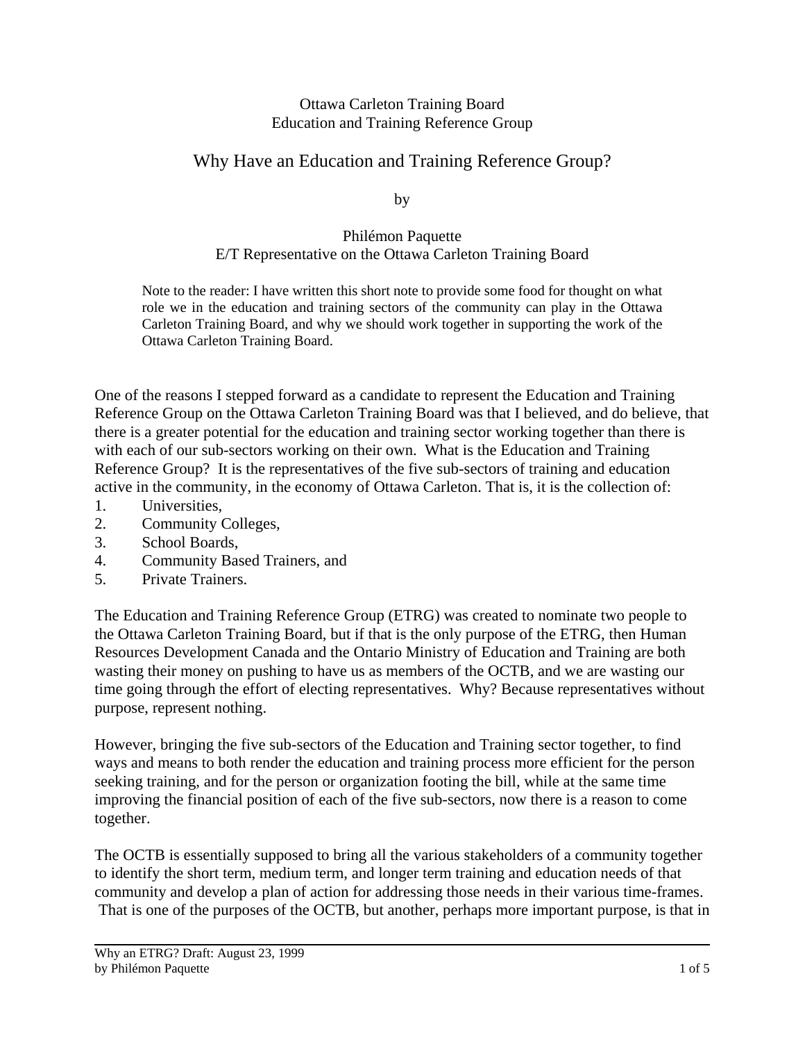Ottawa Carleton Training Board
Education and Training Reference Group

# Why Have an Education and Training Reference Group?

by

Philémon Paquette
E/T Representative on the Ottawa Carleton Training Board

> Note to the reader: I have written this short note to provide some food for thought on what role we in the education and training sectors of the community can play in the Ottawa Carleton Training Board, and why we should work together in supporting the work of the Ottawa Carleton Training Board.

One of the reasons I stepped forward as a candidate to represent the Education and Training Reference Group on the Ottawa Carleton Training Board was that I believed, and do believe, that there is a greater potential for the education and training sector working together than there is with each of our sub-sectors working on their own. What is the Education and Training Reference Group? It is the representatives of the five sub-sectors of training and education active in the community, in the economy of Ottawa Carleton. That is, it is the collection of:

1. Universities,
2. Community Colleges,
3. School Boards,
4. Community Based Trainers, and
5. Private Trainers.

The Education and Training Reference Group (ETRG) was created to nominate two people to the Ottawa Carleton Training Board, but if that is the only purpose of the ETRG, then Human Resources Development Canada and the Ontario Ministry of Education and Training are both wasting their money on pushing to have us as members of the OCTB, and we are wasting our time going through the effort of electing representatives. Why? Because representatives without purpose, represent nothing.

However, bringing the five sub-sectors of the Education and Training sector together, to find ways and means to both render the education and training process more efficient for the person seeking training, and for the person or organization footing the bill, while at the same time improving the financial position of each of the five sub-sectors, now there is a reason to come together.

The OCTB is essentially supposed to bring all the various stakeholders of a community together to identify the short term, medium term, and longer term training and education needs of that community and develop a plan of action for addressing those needs in their various time-frames. That is one of the purposes of the OCTB, but another, perhaps more important purpose, is that in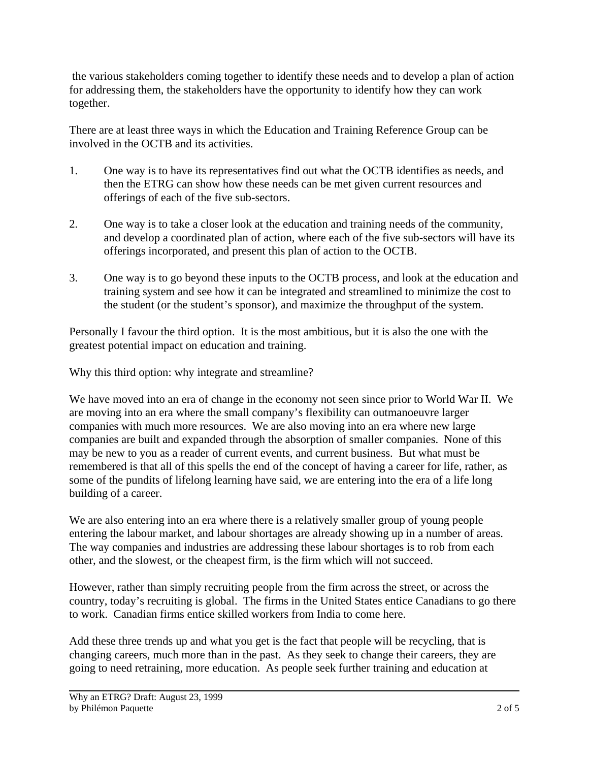the various stakeholders coming together to identify these needs and to develop a plan of action for addressing them, the stakeholders have the opportunity to identify how they can work together.

There are at least three ways in which the Education and Training Reference Group can be involved in the OCTB and its activities.

1. One way is to have its representatives find out what the OCTB identifies as needs, and then the ETRG can show how these needs can be met given current resources and offerings of each of the five sub-sectors.

2. One way is to take a closer look at the education and training needs of the community, and develop a coordinated plan of action, where each of the five sub-sectors will have its offerings incorporated, and present this plan of action to the OCTB.

3. One way is to go beyond these inputs to the OCTB process, and look at the education and training system and see how it can be integrated and streamlined to minimize the cost to the student (or the student's sponsor), and maximize the throughput of the system.

Personally I favour the third option. It is the most ambitious, but it is also the one with the greatest potential impact on education and training.

Why this third option: why integrate and streamline?

We have moved into an era of change in the economy not seen since prior to World War II. We are moving into an era where the small company's flexibility can outmanoeuvre larger companies with much more resources. We are also moving into an era where new large companies are built and expanded through the absorption of smaller companies. None of this may be new to you as a reader of current events, and current business. But what must be remembered is that all of this spells the end of the concept of having a career for life, rather, as some of the pundits of lifelong learning have said, we are entering into the era of a life long building of a career.

We are also entering into an era where there is a relatively smaller group of young people entering the labour market, and labour shortages are already showing up in a number of areas. The way companies and industries are addressing these labour shortages is to rob from each other, and the slowest, or the cheapest firm, is the firm which will not succeed.

However, rather than simply recruiting people from the firm across the street, or across the country, today's recruiting is global. The firms in the United States entice Canadians to go there to work. Canadian firms entice skilled workers from India to come here.

Add these three trends up and what you get is the fact that people will be recycling, that is changing careers, much more than in the past. As they seek to change their careers, they are going to need retraining, more education. As people seek further training and education at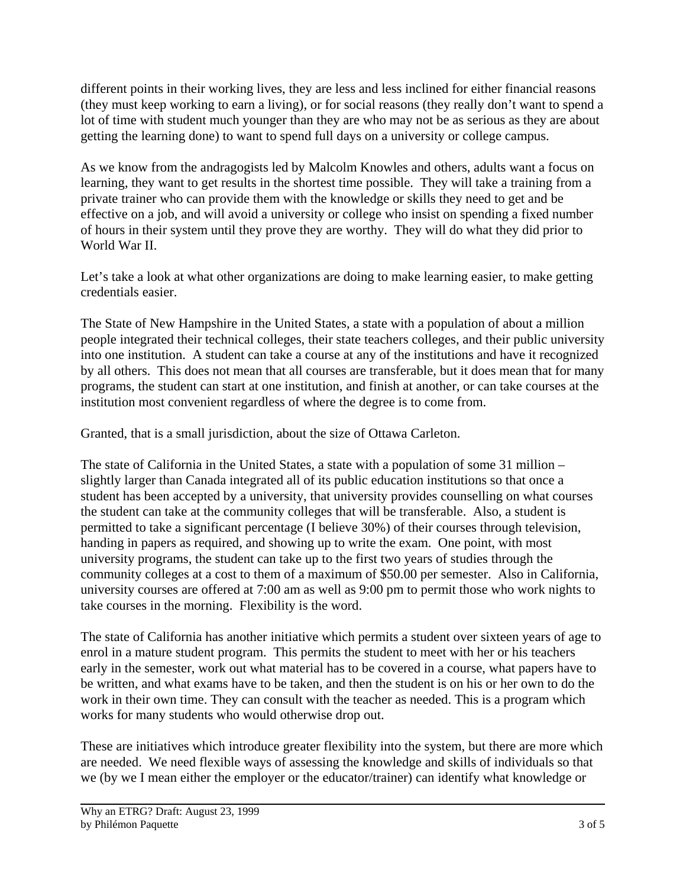different points in their working lives, they are less and less inclined for either financial reasons (they must keep working to earn a living), or for social reasons (they really don't want to spend a lot of time with student much younger than they are who may not be as serious as they are about getting the learning done) to want to spend full days on a university or college campus.

As we know from the andragogists led by Malcolm Knowles and others, adults want a focus on learning, they want to get results in the shortest time possible. They will take a training from a private trainer who can provide them with the knowledge or skills they need to get and be effective on a job, and will avoid a university or college who insist on spending a fixed number of hours in their system until they prove they are worthy. They will do what they did prior to World War II.

Let's take a look at what other organizations are doing to make learning easier, to make getting credentials easier.

The State of New Hampshire in the United States, a state with a population of about a million people integrated their technical colleges, their state teachers colleges, and their public university into one institution. A student can take a course at any of the institutions and have it recognized by all others. This does not mean that all courses are transferable, but it does mean that for many programs, the student can start at one institution, and finish at another, or can take courses at the institution most convenient regardless of where the degree is to come from.

Granted, that is a small jurisdiction, about the size of Ottawa Carleton.

The state of California in the United States, a state with a population of some 31 million – slightly larger than Canada integrated all of its public education institutions so that once a student has been accepted by a university, that university provides counselling on what courses the student can take at the community colleges that will be transferable. Also, a student is permitted to take a significant percentage (I believe 30%) of their courses through television, handing in papers as required, and showing up to write the exam. One point, with most university programs, the student can take up to the first two years of studies through the community colleges at a cost to them of a maximum of $50.00 per semester. Also in California, university courses are offered at 7:00 am as well as 9:00 pm to permit those who work nights to take courses in the morning. Flexibility is the word.

The state of California has another initiative which permits a student over sixteen years of age to enrol in a mature student program. This permits the student to meet with her or his teachers early in the semester, work out what material has to be covered in a course, what papers have to be written, and what exams have to be taken, and then the student is on his or her own to do the work in their own time. They can consult with the teacher as needed. This is a program which works for many students who would otherwise drop out.

These are initiatives which introduce greater flexibility into the system, but there are more which are needed. We need flexible ways of assessing the knowledge and skills of individuals so that we (by we I mean either the employer or the educator/trainer) can identify what knowledge or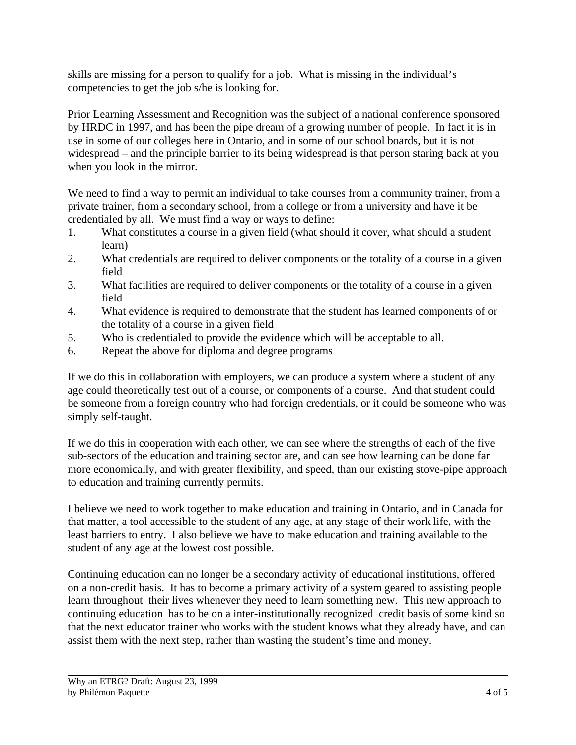skills are missing for a person to qualify for a job. What is missing in the individual's competencies to get the job s/he is looking for.

Prior Learning Assessment and Recognition was the subject of a national conference sponsored by HRDC in 1997, and has been the pipe dream of a growing number of people. In fact it is in use in some of our colleges here in Ontario, and in some of our school boards, but it is not widespread – and the principle barrier to its being widespread is that person staring back at you when you look in the mirror.

We need to find a way to permit an individual to take courses from a community trainer, from a private trainer, from a secondary school, from a college or from a university and have it be credentialed by all. We must find a way or ways to define:

1. What constitutes a course in a given field (what should it cover, what should a student learn)
2. What credentials are required to deliver components or the totality of a course in a given field
3. What facilities are required to deliver components or the totality of a course in a given field
4. What evidence is required to demonstrate that the student has learned components of or the totality of a course in a given field
5. Who is credentialed to provide the evidence which will be acceptable to all.
6. Repeat the above for diploma and degree programs

If we do this in collaboration with employers, we can produce a system where a student of any age could theoretically test out of a course, or components of a course. And that student could be someone from a foreign country who had foreign credentials, or it could be someone who was simply self-taught.

If we do this in cooperation with each other, we can see where the strengths of each of the five sub-sectors of the education and training sector are, and can see how learning can be done far more economically, and with greater flexibility, and speed, than our existing stove-pipe approach to education and training currently permits.

I believe we need to work together to make education and training in Ontario, and in Canada for that matter, a tool accessible to the student of any age, at any stage of their work life, with the least barriers to entry. I also believe we have to make education and training available to the student of any age at the lowest cost possible.

Continuing education can no longer be a secondary activity of educational institutions, offered on a non-credit basis. It has to become a primary activity of a system geared to assisting people learn throughout their lives whenever they need to learn something new. This new approach to continuing education has to be on a inter-institutionally recognized credit basis of some kind so that the next educator trainer who works with the student knows what they already have, and can assist them with the next step, rather than wasting the student's time and money.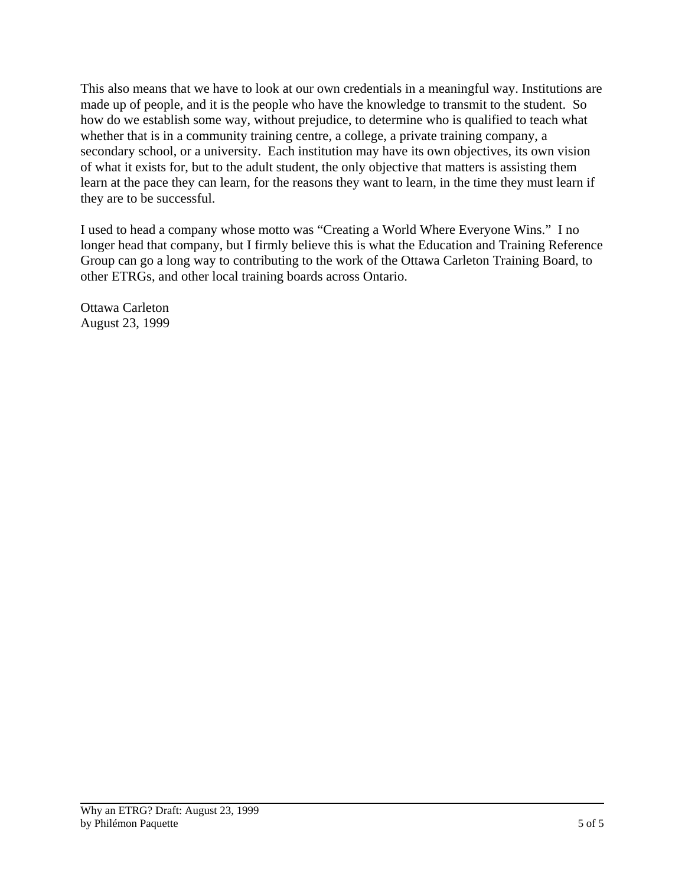This also means that we have to look at our own credentials in a meaningful way. Institutions are made up of people, and it is the people who have the knowledge to transmit to the student. So how do we establish some way, without prejudice, to determine who is qualified to teach what whether that is in a community training centre, a college, a private training company, a secondary school, or a university. Each institution may have its own objectives, its own vision of what it exists for, but to the adult student, the only objective that matters is assisting them learn at the pace they can learn, for the reasons they want to learn, in the time they must learn if they are to be successful.

I used to head a company whose motto was “Creating a World Where Everyone Wins.” I no longer head that company, but I firmly believe this is what the Education and Training Reference Group can go a long way to contributing to the work of the Ottawa Carleton Training Board, to other ETRGs, and other local training boards across Ontario.

Ottawa Carleton
August 23, 1999